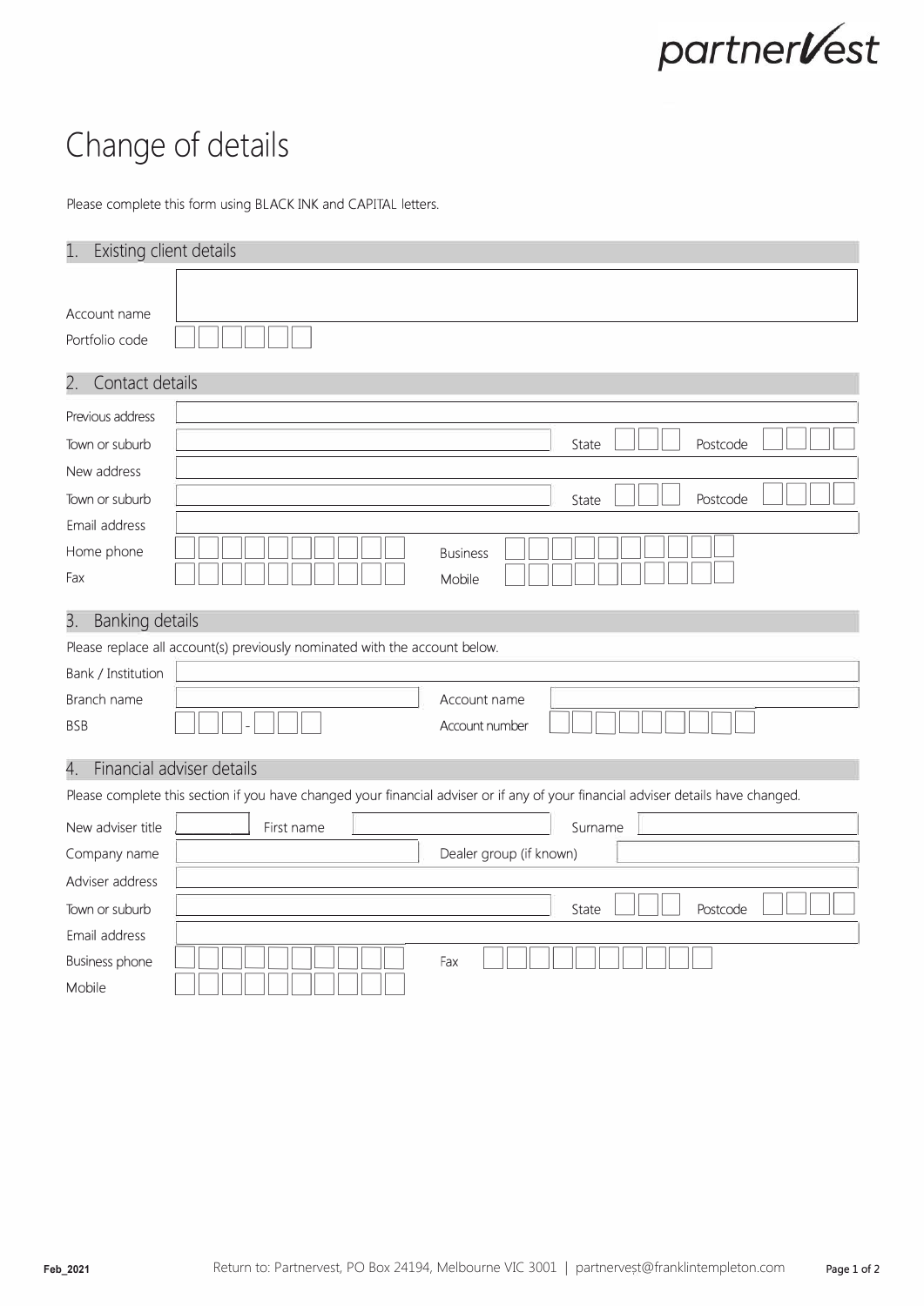partnerVest

# Change of details

Please complete this form using BLACK INK and CAPITAL letters.

## 1. Existing client details

Account name

Portfolio code

## 2. Contact details

Previous address

Town or suburb State Postcode

New address

Town or suburb State Postcode

Email address

Home phone Business

Fax Mobile

## 3. Banking details

Please replace all account(s) previously nominated with the account below.

Bank / Institution

Branch name Account name

BSB - Account number

## 4. Financial adviser details

Please complete this section if you have changed your financial adviser or if any of your financial adviser details have changed.

New adviser title First name Surname

Company name Dealer group (if known)

Adviser address

Town or suburb State Postcode

Email address

Business phone Fax

Mobile

Feb_2021

Return to: Partnervest, PO Box 24194, Melbourne VIC 3001 | partnervest@franklintempleton.com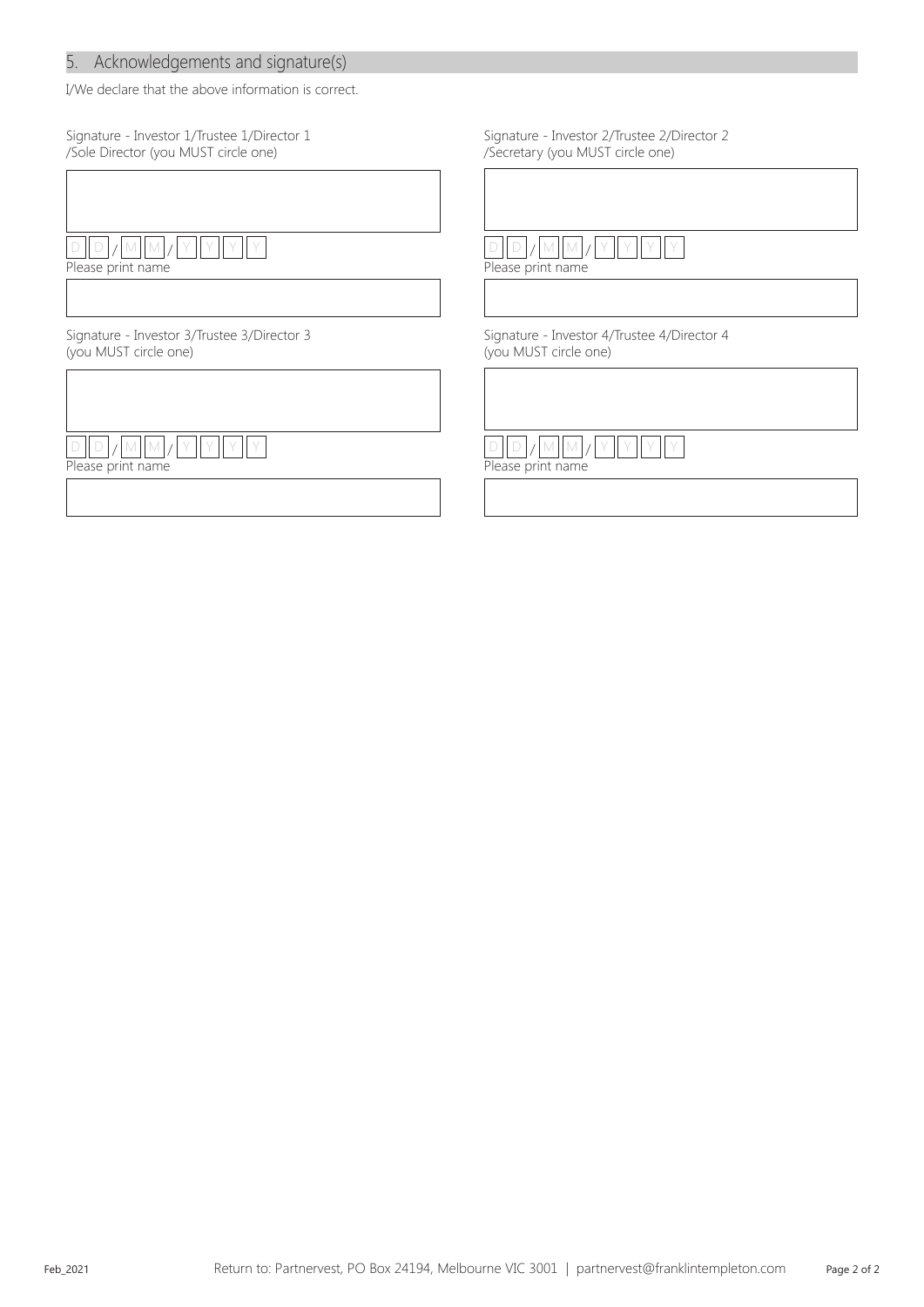## 5. Acknowledgements and signature(s)

I/We declare that the above information is correct.

Signature - Investor 1/Trustee 1/Director 1 /Sole Director (you MUST circle one)

D D / M M / Y Y Y Y

Please print name

Signature - Investor 2/Trustee 2/Director 2 /Secretary (you MUST circle one)

D D / M M / Y Y Y Y

Please print name

Signature - Investor 3/Trustee 3/Director 3 (you MUST circle one)

D D / M M / Y Y Y Y

Please print name

Signature - Investor 4/Trustee 4/Director 4 (you MUST circle one)

D D / M M / Y Y Y Y

Please print name

Feb_2021 Return to: Partnervest, PO Box 24194, Melbourne VIC 3001 | partnervest@franklintempleton.com